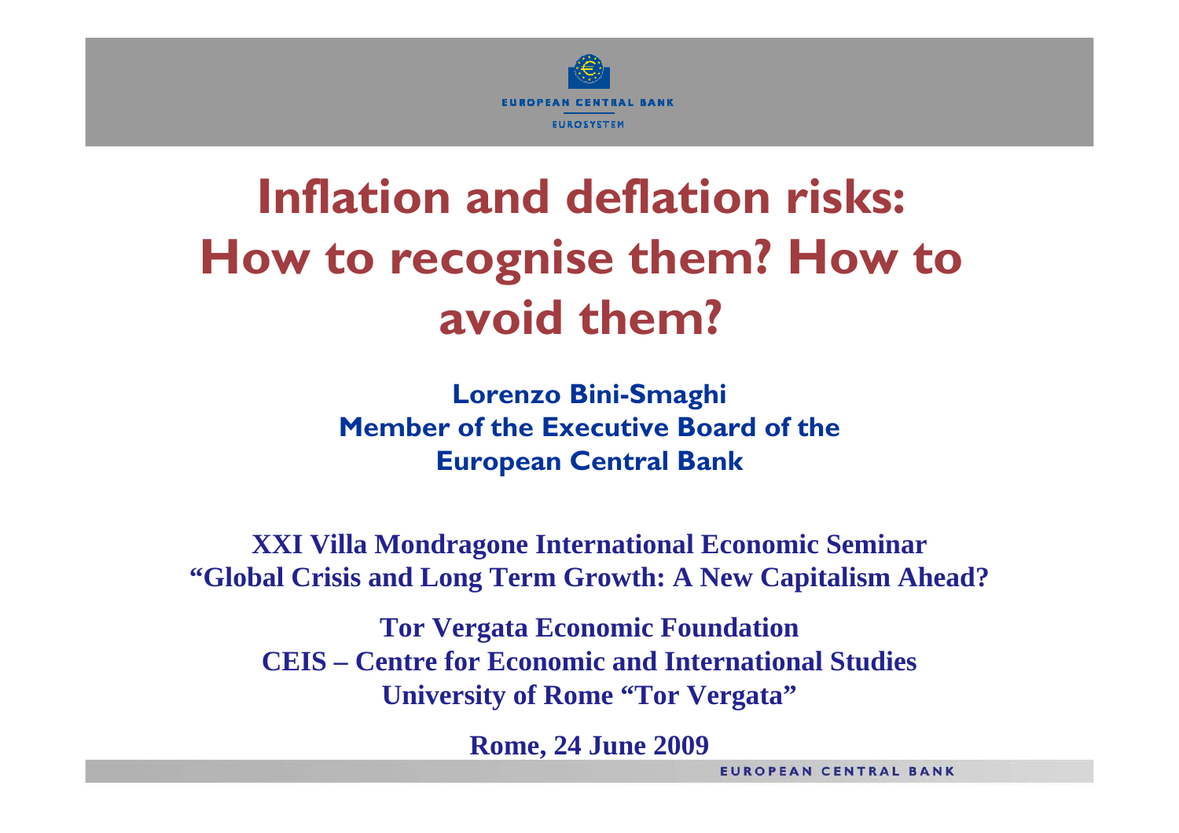# Inflation and deflation risks: How to recognise them? How to avoid them?

**Lorenzo Bini-Smaghi**
**Member of the Executive Board of the European Central Bank**

**XXI Villa Mondragone International Economic Seminar**
**"Global Crisis and Long Term Growth: A New Capitalism Ahead?**

**Tor Vergata Economic Foundation**
**CEIS – Centre for Economic and International Studies**
**University of Rome "Tor Vergata"**

**Rome, 24 June 2009**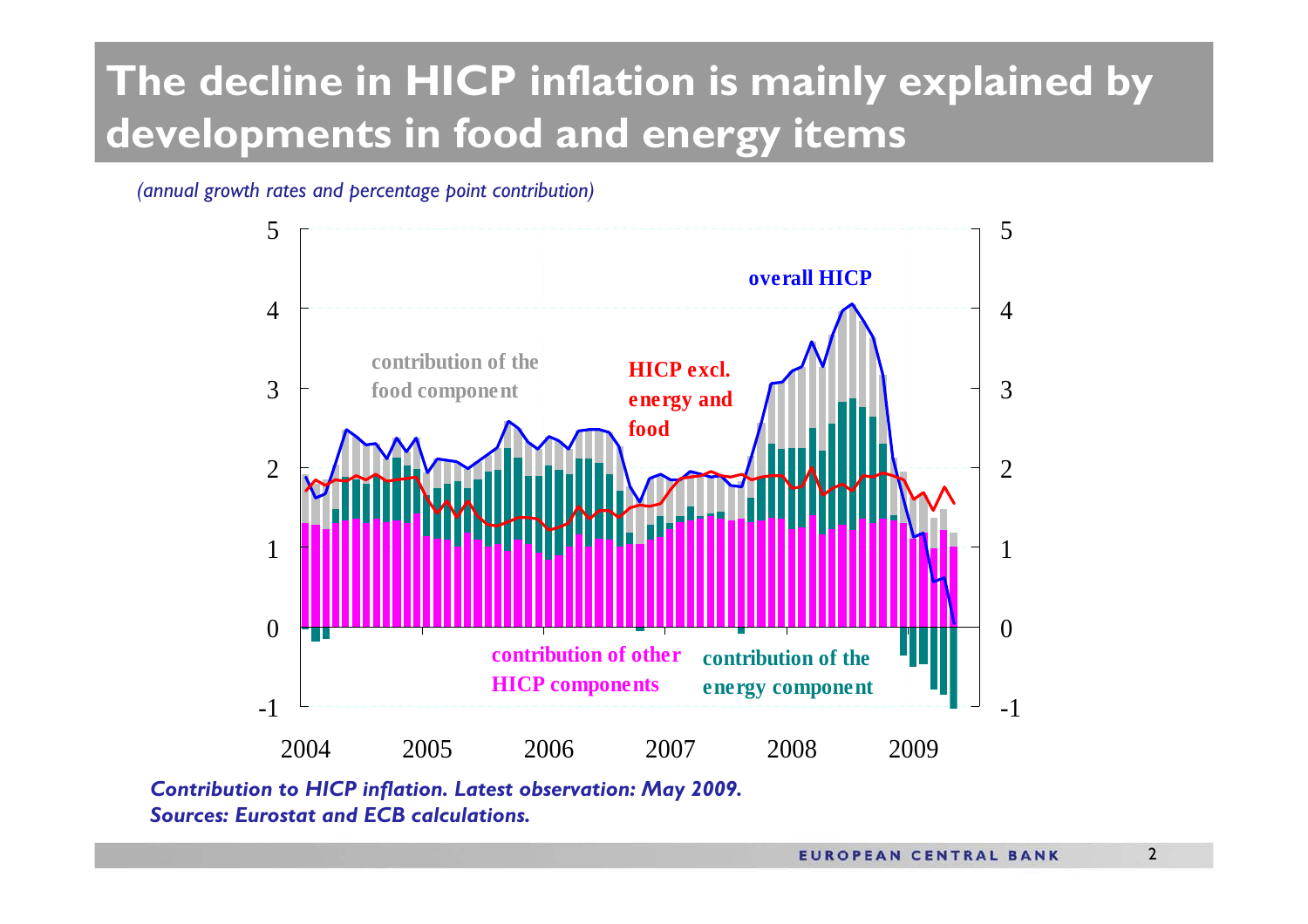# The decline in HICP inflation is mainly explained by developments in food and energy items

*(annual growth rates and percentage point contribution)*

overall HICP

contribution of the food component

HICP excl. energy and food

contribution of other HICP components

contribution of the energy component

***Contribution to HICP inflation. Latest observation: May 2009.***
***Sources: Eurostat and ECB calculations.***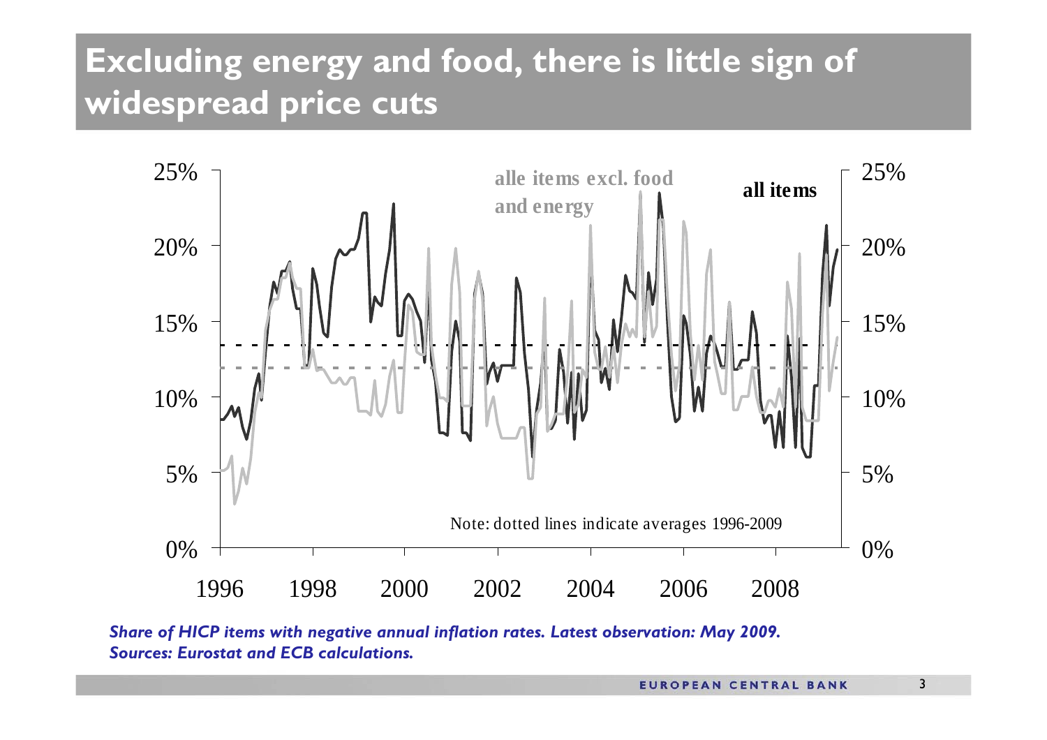# Excluding energy and food, there is little sign of widespread price cuts

alle items excl. food and energy

all items

Note: dotted lines indicate averages 1996-2009

*Share of HICP items with negative annual inflation rates. Latest observation: May 2009.*
*Sources: Eurostat and ECB calculations.*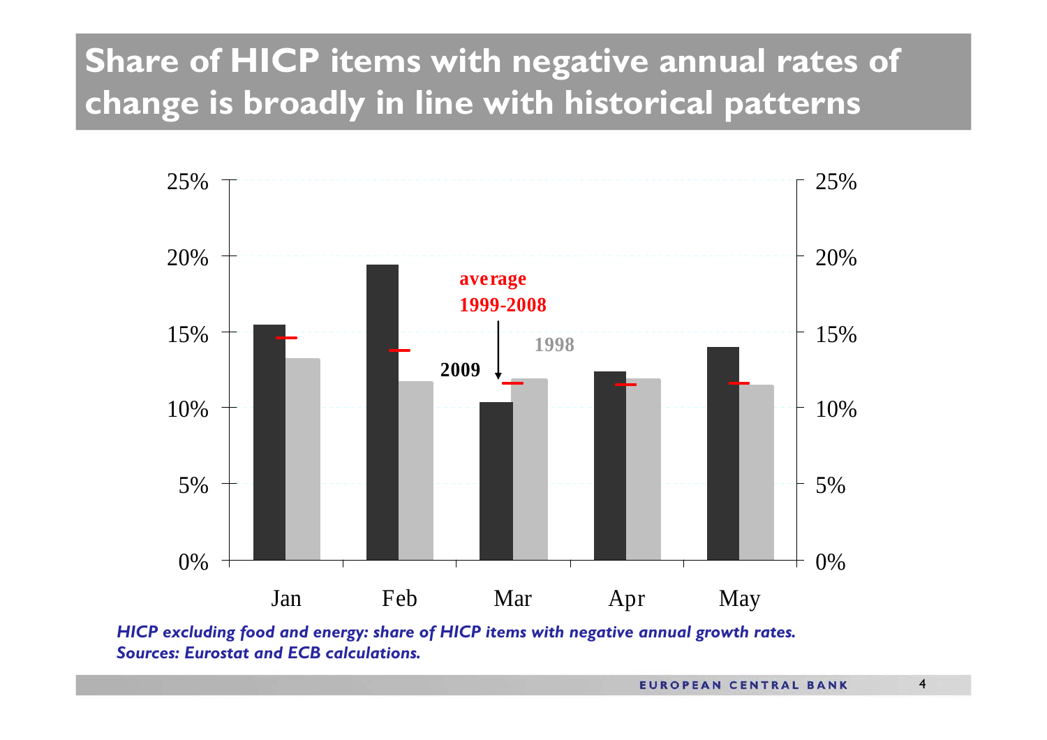# Share of HICP items with negative annual rates of change is broadly in line with historical patterns

*HICP excluding food and energy: share of HICP items with negative annual growth rates.*
*Sources: Eurostat and ECB calculations.*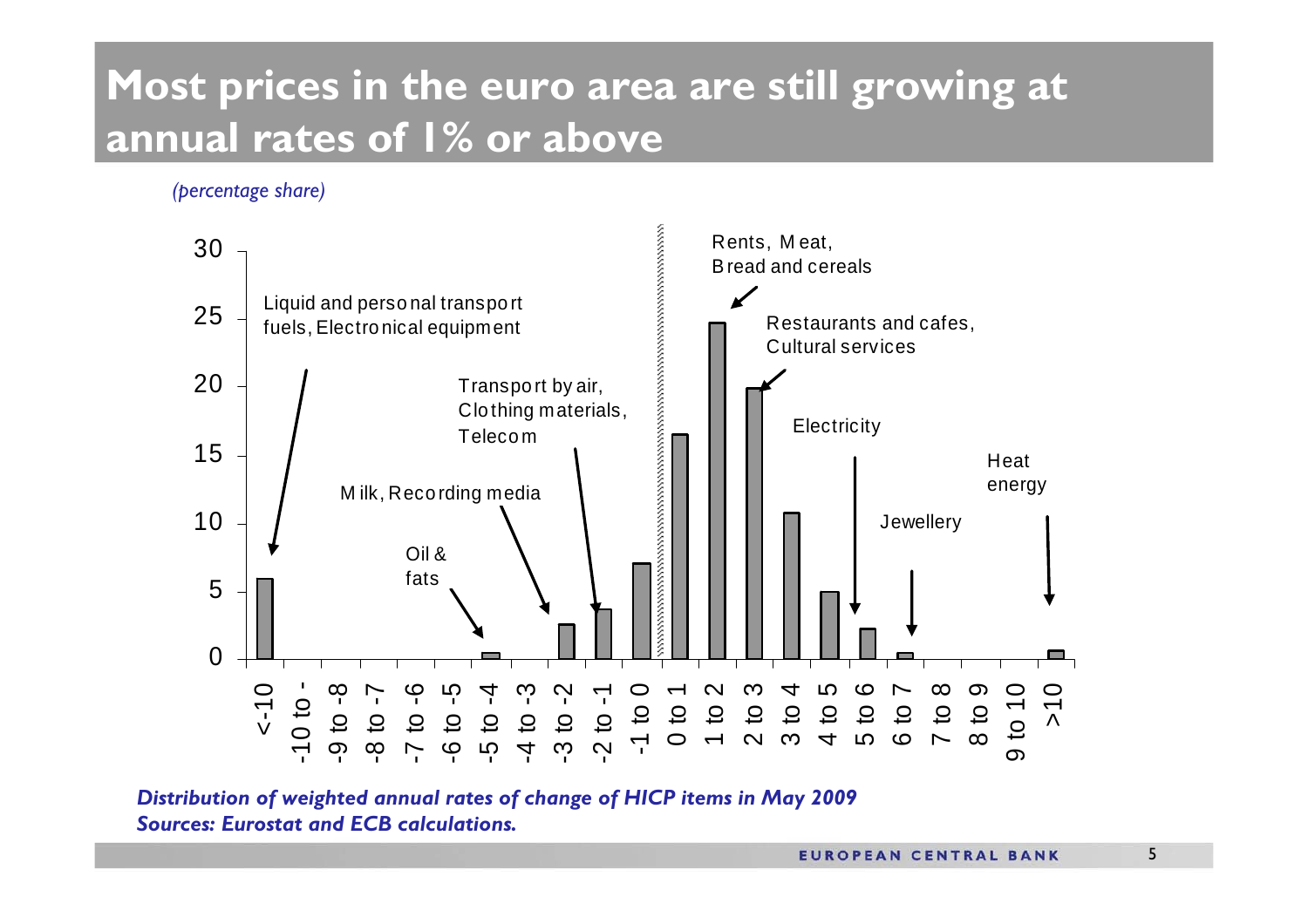# Most prices in the euro area are still growing at annual rates of 1% or above

*(percentage share)*

| Range | Share (%) | Items |
|---|---|---|
| <-10 | 6 | Liquid and personal transport fuels, Electronical equipment |
| -10 to -9 | 0 | |
| -9 to -8 | 0 | |
| -8 to -7 | 0 | |
| -7 to -6 | 0 | |
| -6 to -5 | 0 | |
| -5 to -4 | 0.5 | Oil & fats |
| -4 to -3 | 0 | |
| -3 to -2 | 2.6 | Milk, Recording media |
| -2 to -1 | 3.7 | Transport by air, Clothing materials, Telecom |
| -1 to 0 | 7.1 | |
| 0 to 1 | 16.6 | |
| 1 to 2 | 24.7 | Rents, Meat, Bread and cereals |
| 2 to 3 | 20 | Restaurants and cafes, Cultural services |
| 3 to 4 | 10.8 | |
| 4 to 5 | 5 | |
| 5 to 6 | 2.3 | Electricity |
| 6 to 7 | 0.5 | Jewellery |
| 7 to 8 | 0 | |
| 8 to 9 | 0 | |
| 9 to 10 | 0 | |
| >10 | 0.7 | Heat energy |

*Distribution of weighted annual rates of change of HICP items in May 2009*
*Sources: Eurostat and ECB calculations.*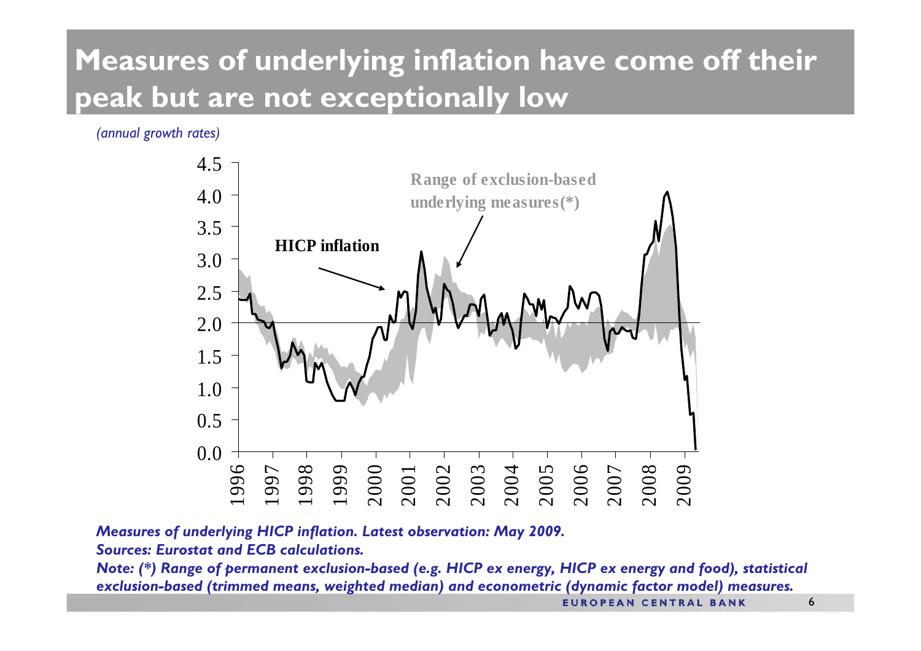# Measures of underlying inflation have come off their peak but are not exceptionally low

*(annual growth rates)*

*Measures of underlying HICP inflation. Latest observation: May 2009.*
*Sources: Eurostat and ECB calculations.*
*Note: (*) Range of permanent exclusion-based (e.g. HICP ex energy, HICP ex energy and food), statistical exclusion-based (trimmed means, weighted median) and econometric (dynamic factor model) measures.*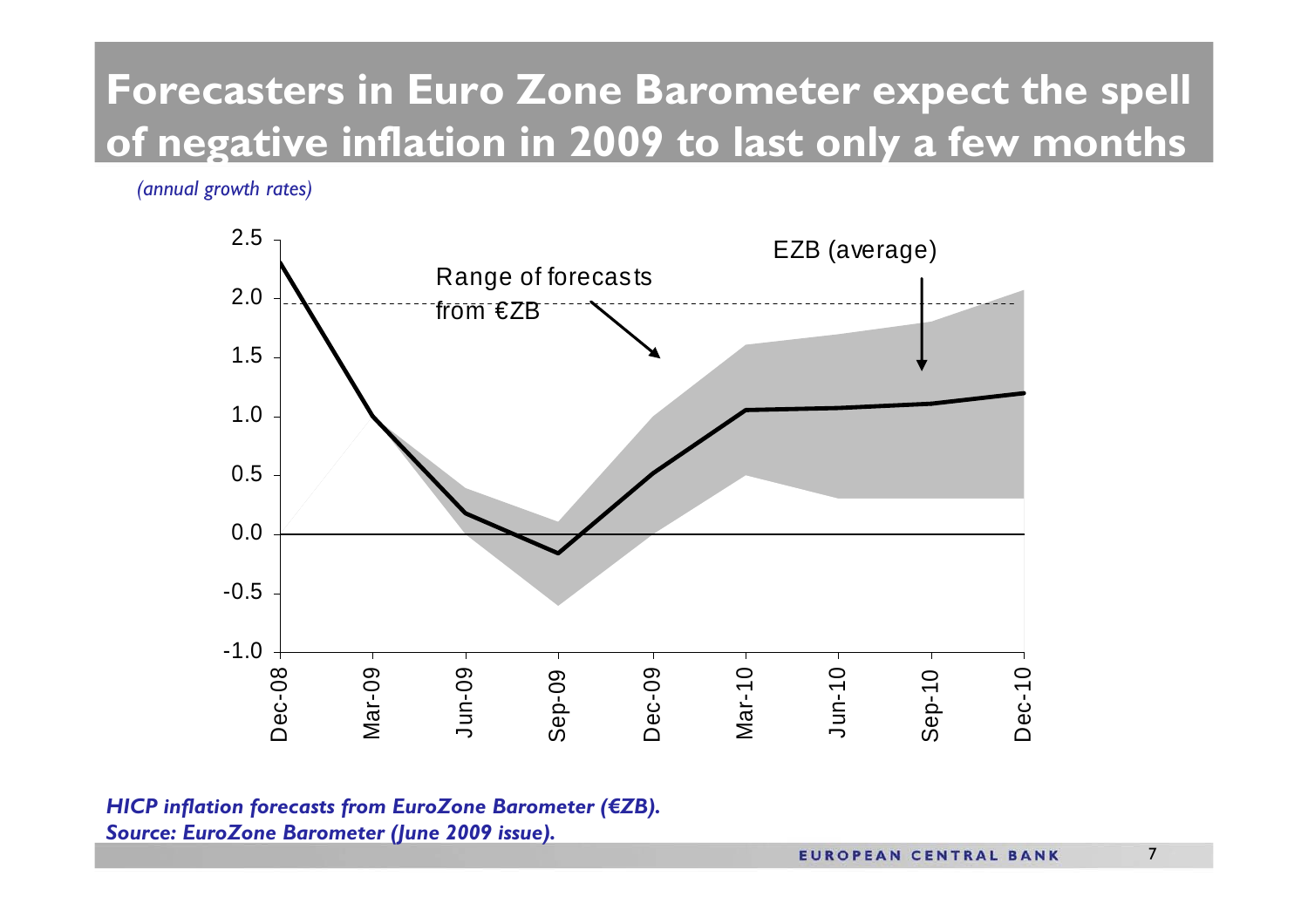# Forecasters in Euro Zone Barometer expect the spell of negative inflation in 2009 to last only a few months

*(annual growth rates)*

***HICP inflation forecasts from EuroZone Barometer (€ZB).***
***Source: EuroZone Barometer (June 2009 issue).***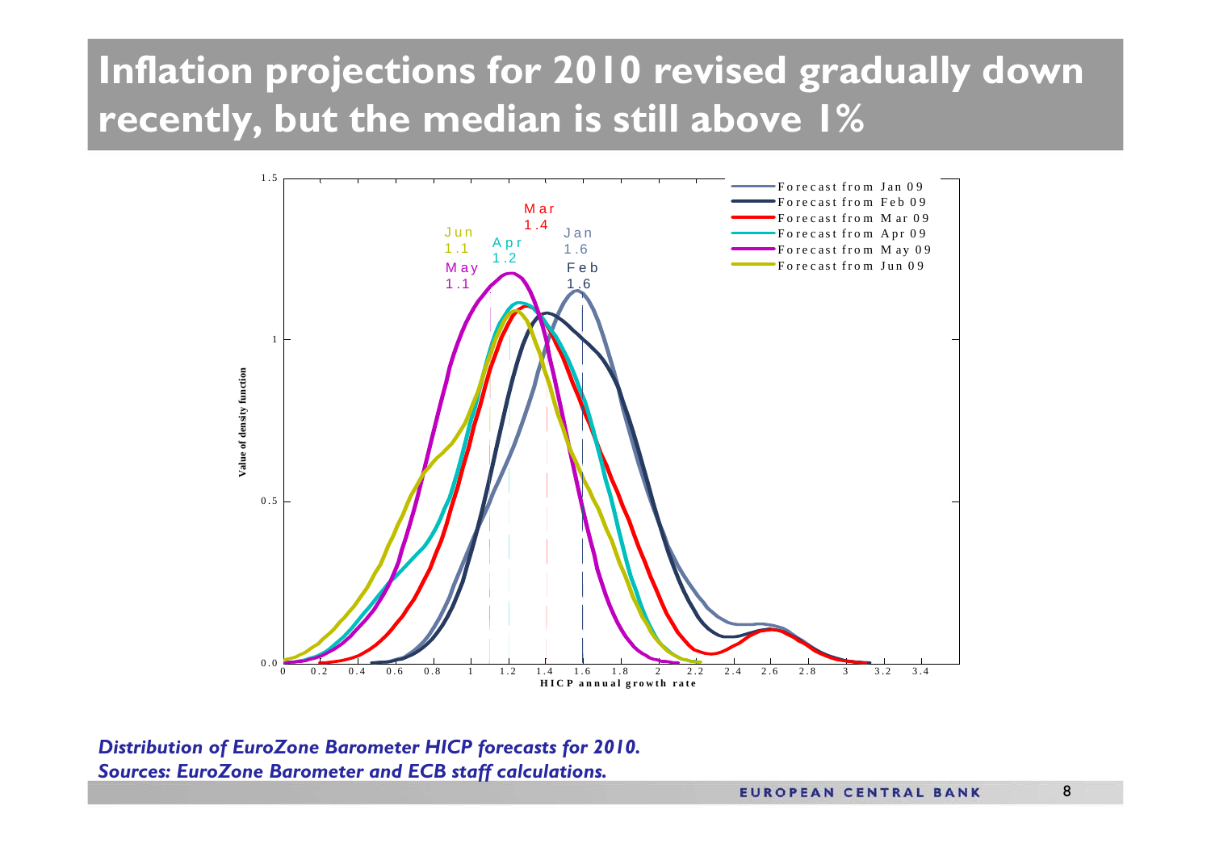# Inflation projections for 2010 revised gradually down recently, but the median is still above 1%

*Distribution of EuroZone Barometer HICP forecasts for 2010.*
*Sources: EuroZone Barometer and ECB staff calculations.*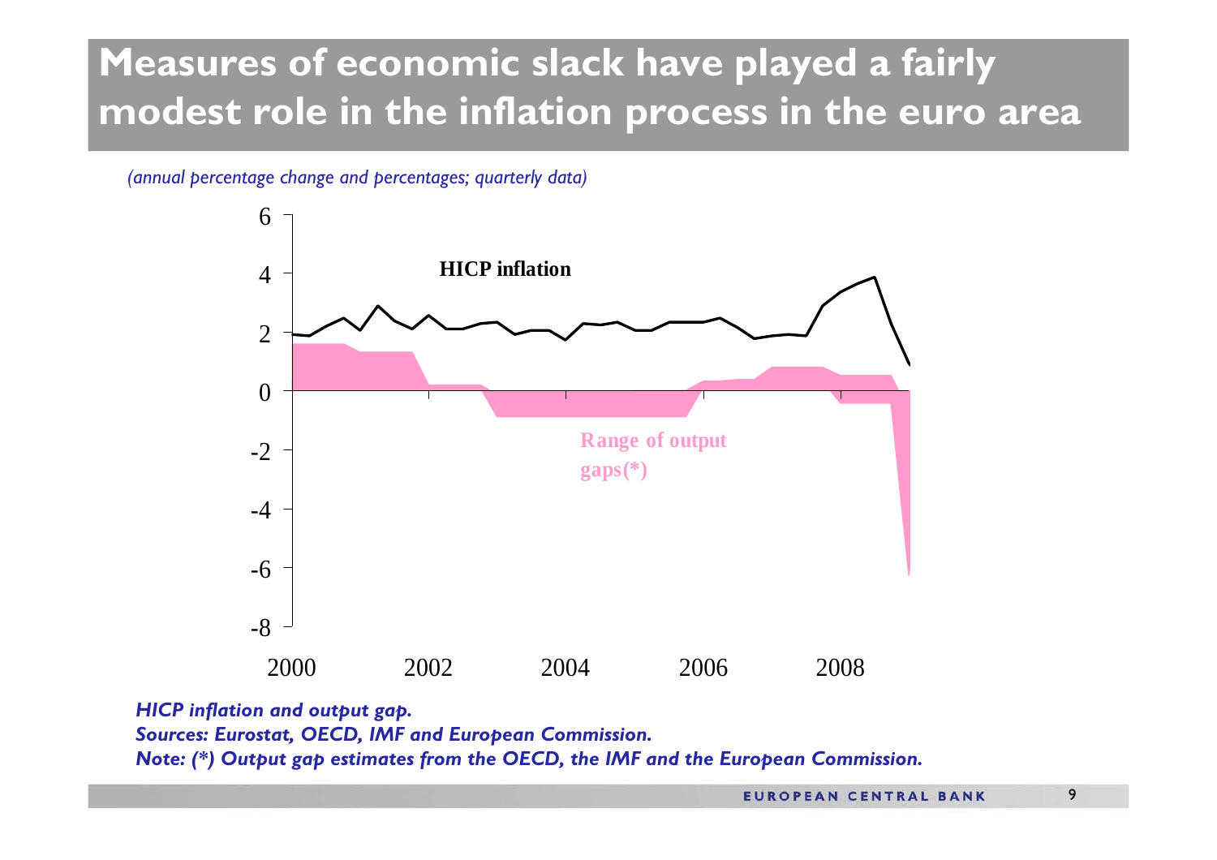# Measures of economic slack have played a fairly modest role in the inflation process in the euro area

*(annual percentage change and percentages; quarterly data)*

***HICP inflation and output gap.***

***Sources: Eurostat, OECD, IMF and European Commission.***

***Note: (*) Output gap estimates from the OECD, the IMF and the European Commission.***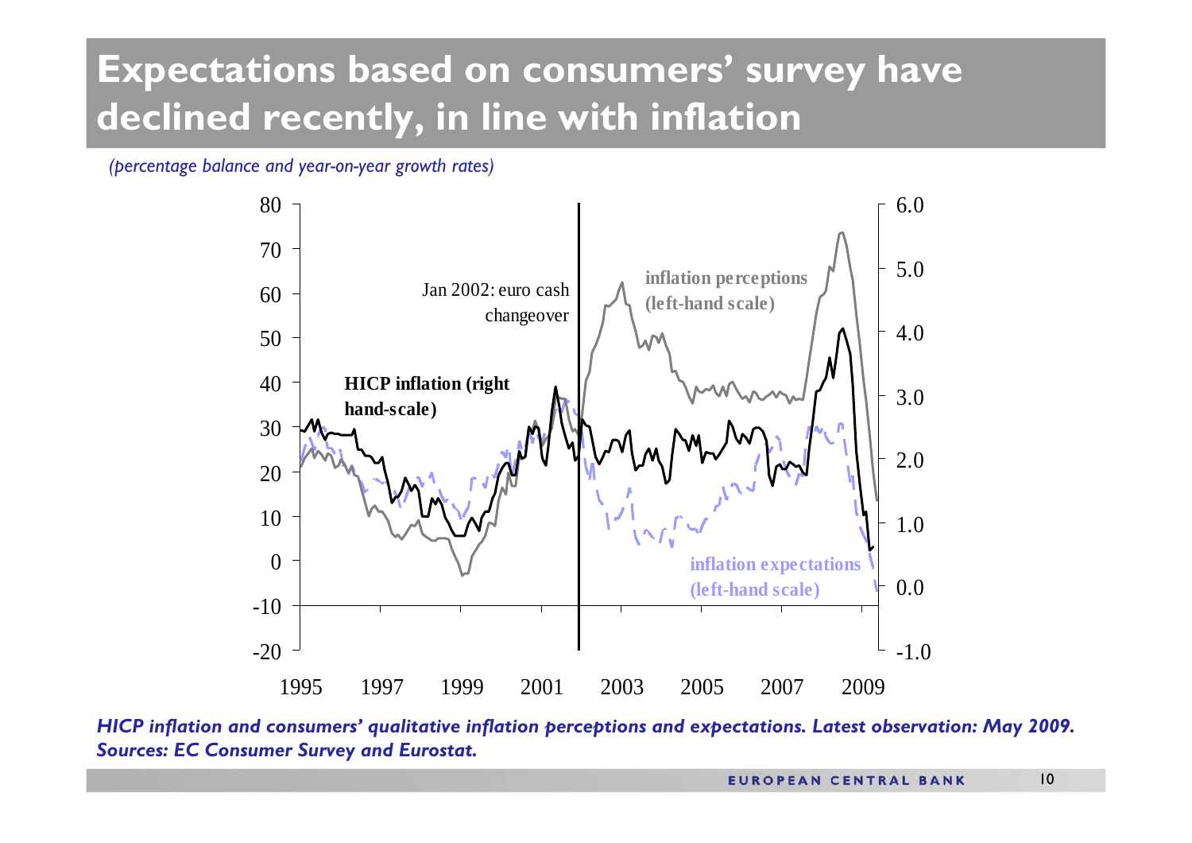# Expectations based on consumers' survey have declined recently, in line with inflation

*(percentage balance and year-on-year growth rates)*

**HICP inflation (right hand-scale)**

Jan 2002: euro cash changeover

**inflation perceptions (left-hand scale)**

**inflation expectations (left-hand scale)**

***HICP inflation and consumers' qualitative inflation perceptions and expectations. Latest observation: May 2009.***
***Sources: EC Consumer Survey and Eurostat.***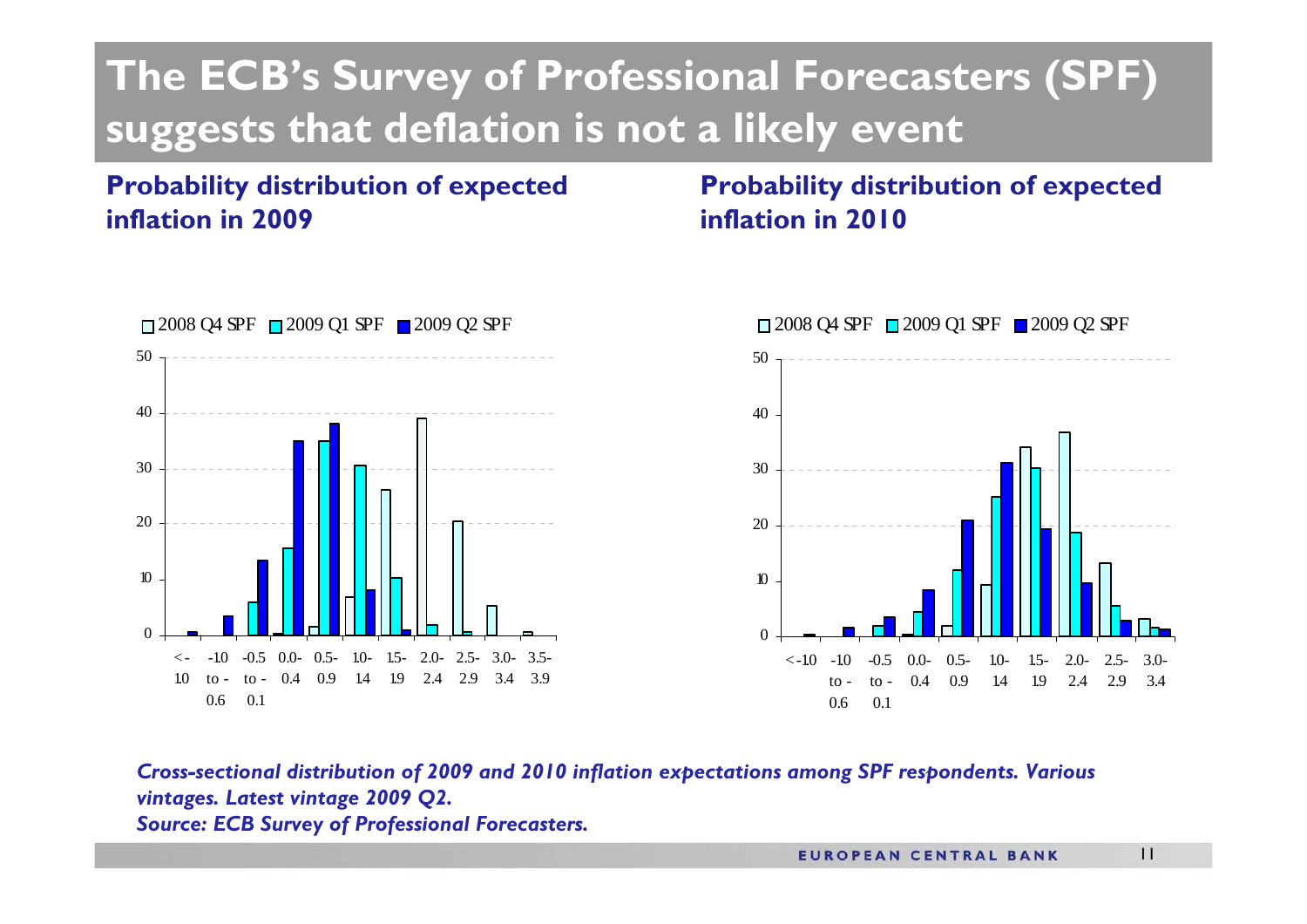# The ECB's Survey of Professional Forecasters (SPF) suggests that deflation is not a likely event

**Probability distribution of expected inflation in 2009**

□ 2008 Q4 SPF □ 2009 Q1 SPF ■ 2009 Q2 SPF

**Probability distribution of expected inflation in 2010**

□ 2008 Q4 SPF □ 2009 Q1 SPF ■ 2009 Q2 SPF

*Cross-sectional distribution of 2009 and 2010 inflation expectations among SPF respondents. Various vintages. Latest vintage 2009 Q2.*
*Source: ECB Survey of Professional Forecasters.*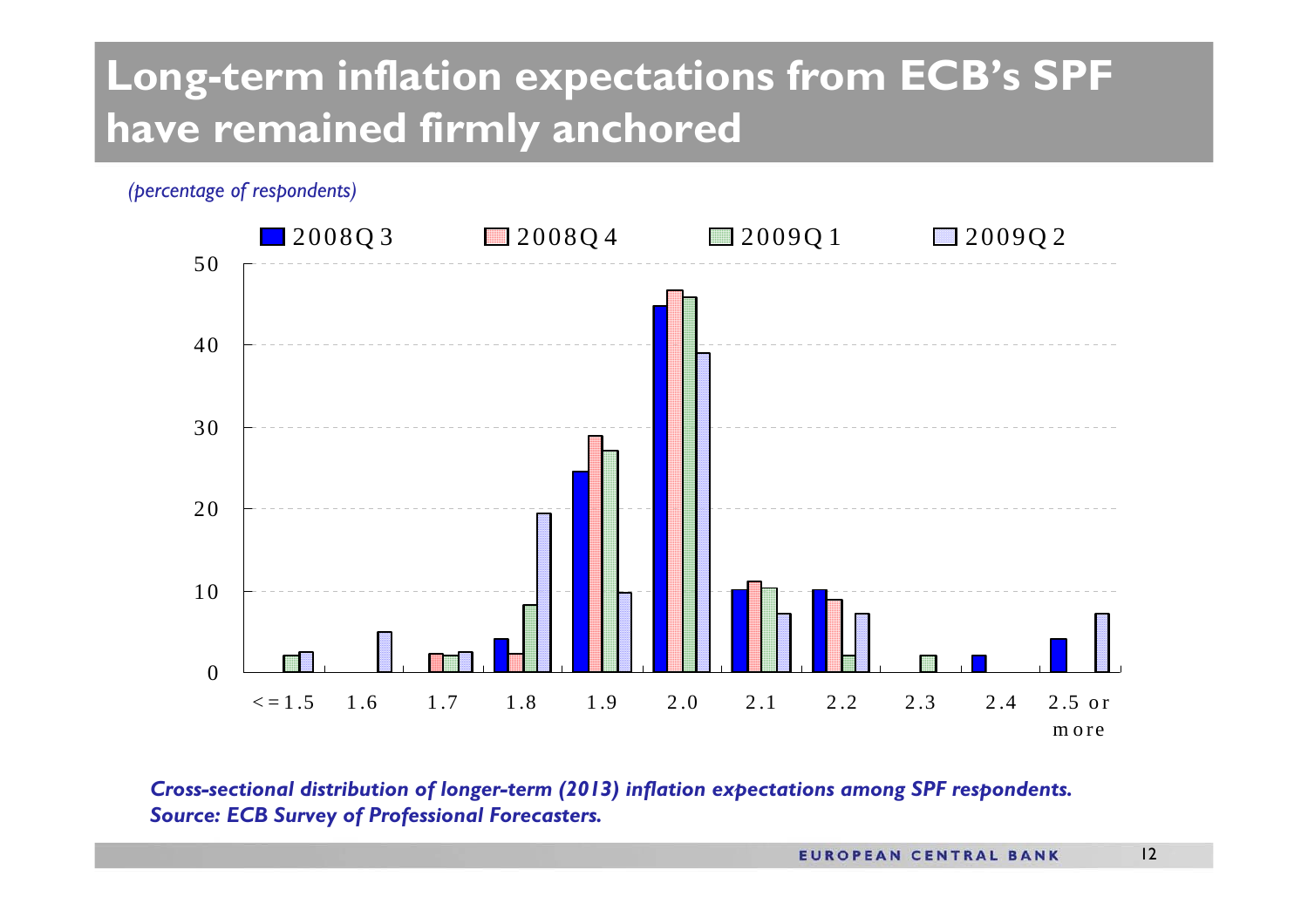# Long-term inflation expectations from ECB's SPF have remained firmly anchored

*(percentage of respondents)*

*Cross-sectional distribution of longer-term (2013) inflation expectations among SPF respondents.*
*Source: ECB Survey of Professional Forecasters.*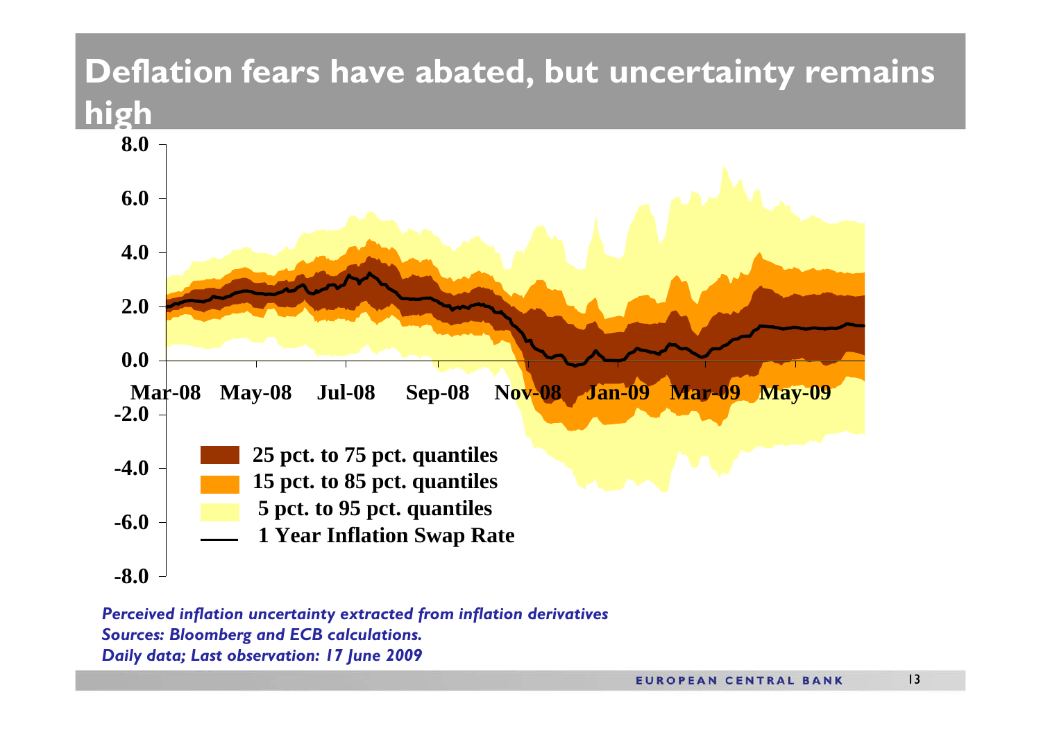# Deflation fears have abated, but uncertainty remains high

8.0
6.0
4.0
2.0
0.0
-2.0
-4.0
-6.0
-8.0

Mar-08 May-08 Jul-08 Sep-08 Nov-08 Jan-09 Mar-09 May-09

25 pct. to 75 pct. quantiles
15 pct. to 85 pct. quantiles
5 pct. to 95 pct. quantiles
1 Year Inflation Swap Rate

*Perceived inflation uncertainty extracted from inflation derivatives*
*Sources: Bloomberg and ECB calculations.*
*Daily data; Last observation: 17 June 2009*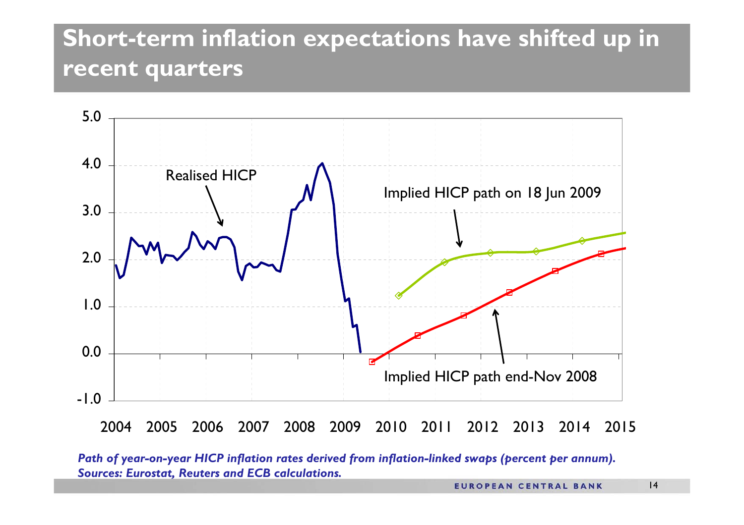# Short-term inflation expectations have shifted up in recent quarters

*Path of year-on-year HICP inflation rates derived from inflation-linked swaps (percent per annum).*
*Sources: Eurostat, Reuters and ECB calculations.*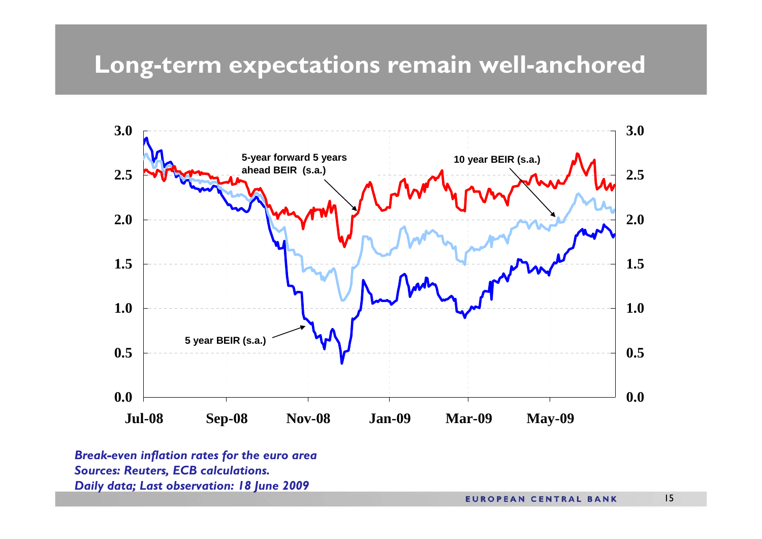# Long-term expectations remain well-anchored

*Break-even inflation rates for the euro area*
*Sources: Reuters, ECB calculations.*
*Daily data; Last observation: 18 June 2009*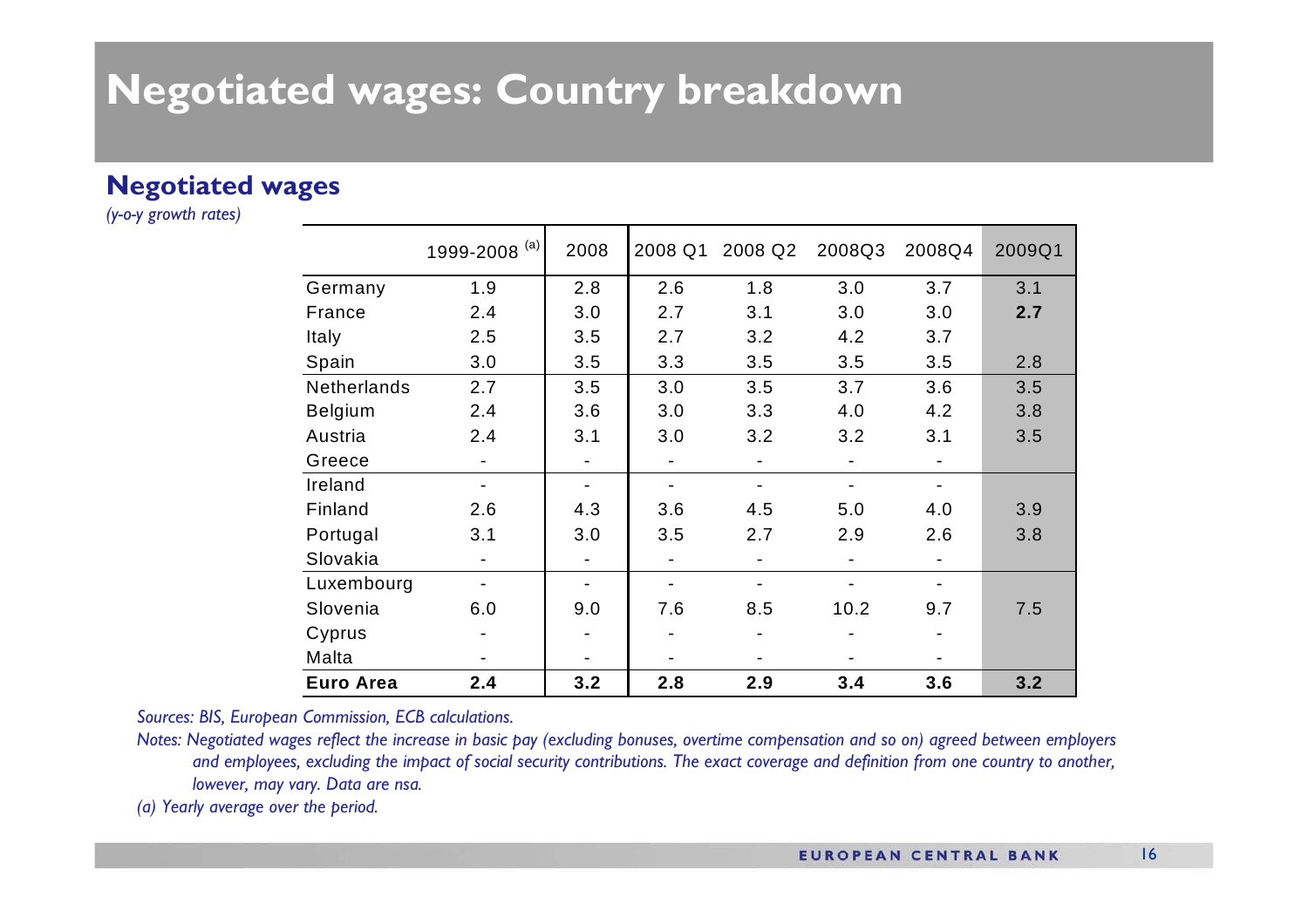# Negotiated wages: Country breakdown

## Negotiated wages

*(y-o-y growth rates)*

| | 1999-2008 [(a)] | 2008 | 2008 Q1 | 2008 Q2 | 2008Q3 | 2008Q4 | 2009Q1 |
|---|---|---|---|---|---|---|---|
| Germany | 1.9 | 2.8 | 2.6 | 1.8 | 3.0 | 3.7 | 3.1 |
| France | 2.4 | 3.0 | 2.7 | 3.1 | 3.0 | 3.0 | **2.7** |
| Italy | 2.5 | 3.5 | 2.7 | 3.2 | 4.2 | 3.7 | |
| Spain | 3.0 | 3.5 | 3.3 | 3.5 | 3.5 | 3.5 | 2.8 |
| Netherlands | 2.7 | 3.5 | 3.0 | 3.5 | 3.7 | 3.6 | 3.5 |
| Belgium | 2.4 | 3.6 | 3.0 | 3.3 | 4.0 | 4.2 | 3.8 |
| Austria | 2.4 | 3.1 | 3.0 | 3.2 | 3.2 | 3.1 | 3.5 |
| Greece | - | - | - | - | - | - | |
| Ireland | - | - | - | - | - | - | |
| Finland | 2.6 | 4.3 | 3.6 | 4.5 | 5.0 | 4.0 | 3.9 |
| Portugal | 3.1 | 3.0 | 3.5 | 2.7 | 2.9 | 2.6 | 3.8 |
| Slovakia | - | - | - | - | - | - | |
| Luxembourg | - | - | - | - | - | - | |
| Slovenia | 6.0 | 9.0 | 7.6 | 8.5 | 10.2 | 9.7 | 7.5 |
| Cyprus | - | - | - | - | - | - | |
| Malta | - | - | - | - | - | - | |
| **Euro Area** | **2.4** | **3.2** | **2.8** | **2.9** | **3.4** | **3.6** | **3.2** |

*Sources: BIS, European Commission, ECB calculations.*

*Notes: Negotiated wages reflect the increase in basic pay (excluding bonuses, overtime compensation and so on) agreed between employers and employees, excluding the impact of social security contributions. The exact coverage and definition from one country to another, lowever, may vary. Data are nsa.*

*(a) Yearly average over the period.*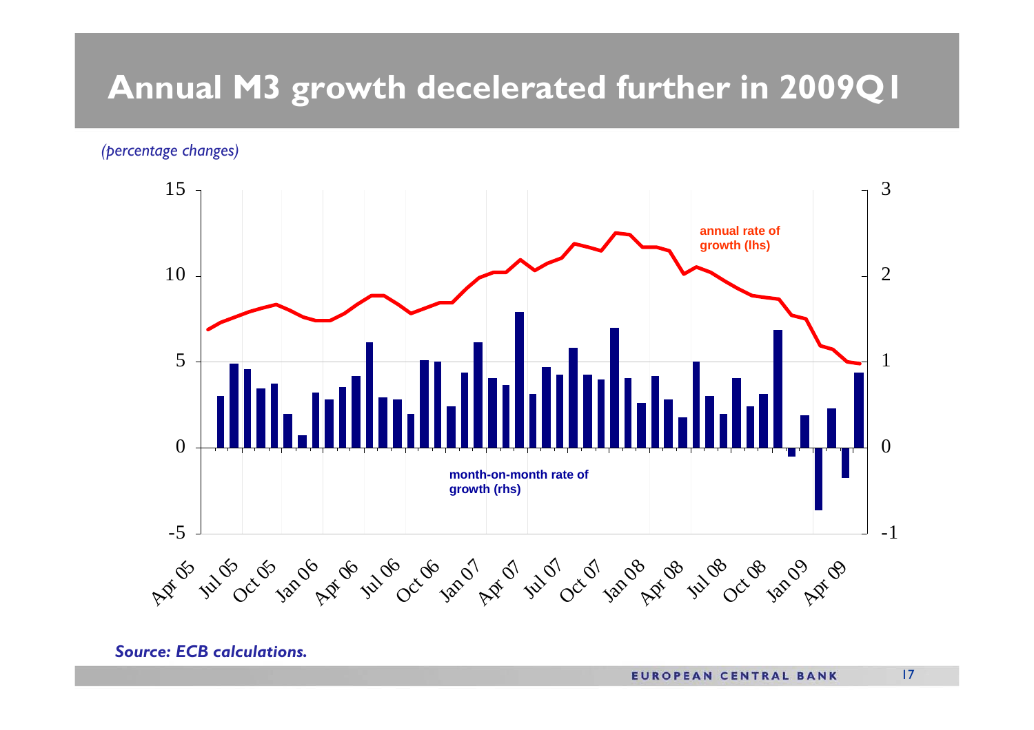# Annual M3 growth decelerated further in 2009Q1

*(percentage changes)*

15
10
5
0
-5

3
2
1
0
-1

annual rate of growth (lhs)

month-on-month rate of growth (rhs)

Apr 05
Jul 05
Oct 05
Jan 06
Apr 06
Jul 06
Oct 06
Jan 07
Apr 07
Jul 07
Oct 07
Jan 08
Apr 08
Jul 08
Oct 08
Jan 09
Apr 09

***Source: ECB calculations.***